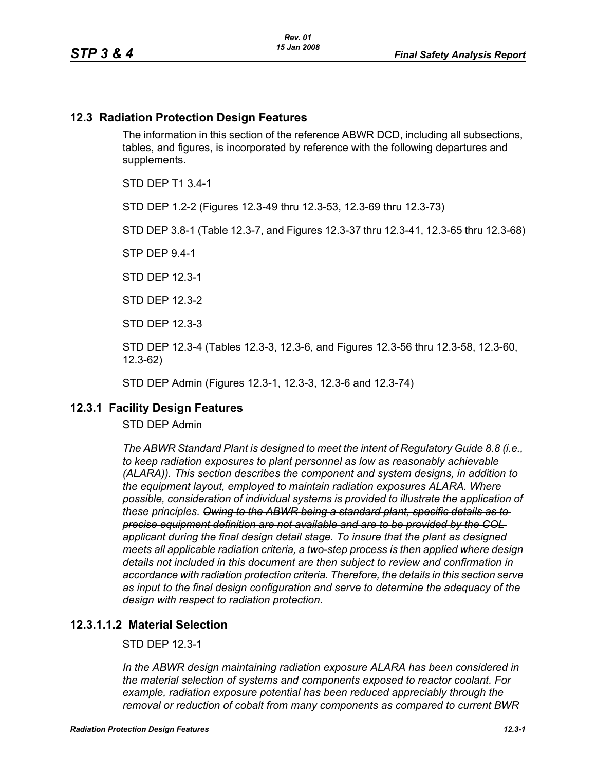## 12.3 Radiation Protection Design Features

The information in this section of the reference ABWR DCD, including all subsections, tables, and figures, is incorporated by reference with the following departures and supplements.

STD DEP T1 3.4-1

STD DEP 1.2-2 (Figures 12.3-49 thru 12.3-53, 12.3-69 thru 12.3-73)

STD DEP 3.8-1 (Table 12.3-7, and Figures 12.3-37 thru 12.3-41, 12.3-65 thru 12.3-68)

STP DEP 9.4-1

STD DEP 12.3-1

STD DEP 12.3-2

STD DEP 12.3-3

STD DEP 12.3-4 (Tables 12.3-3, 12.3-6, and Figures 12.3-56 thru 12.3-58, 12.3-60, 12.3-62)

STD DEP Admin (Figures 12.3-1, 12.3-3, 12.3-6 and 12.3-74)

### 12.3.1 Facility Design Features

STD DEP Admin

*The ABWR Standard Plant is designed to meet the intent of Regulatory Guide 8.8 (i.e., to keep radiation exposures to plant personnel as low as reasonably achievable (ALARA)). This section describes the component and system designs, in addition to the equipment layout, employed to maintain radiation exposures ALARA. Where possible, consideration of individual systems is provided to illustrate the application of these principles. ~~Owing to the ABWR being a standard plant, specific details as to precise equipment definition are not available and are to be provided by the COL applicant during the final design detail stage.~~ To insure that the plant as designed meets all applicable radiation criteria, a two-step process is then applied where design details not included in this document are then subject to review and confirmation in accordance with radiation protection criteria. Therefore, the details in this section serve as input to the final design configuration and serve to determine the adequacy of the design with respect to radiation protection.*

#### 12.3.1.1.2 Material Selection

STD DEP 12.3-1

*In the ABWR design maintaining radiation exposure ALARA has been considered in the material selection of systems and components exposed to reactor coolant. For example, radiation exposure potential has been reduced appreciably through the removal or reduction of cobalt from many components as compared to current BWR*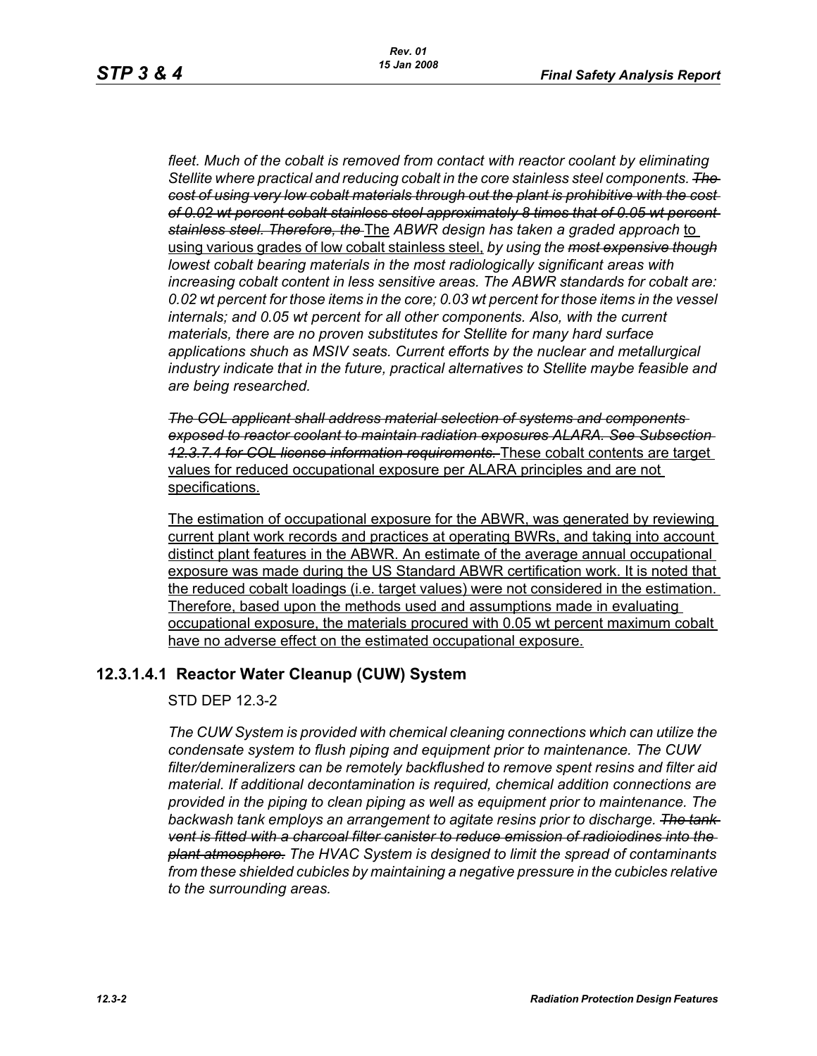*fleet. Much of the cobalt is removed from contact with reactor coolant by eliminating Stellite where practical and reducing cobalt in the core stainless steel components.* ~~*The cost of using very low cobalt materials through out the plant is prohibitive with the cost of 0.02 wt percent cobalt stainless steel approximately 8 times that of 0.05 wt percent stainless steel. Therefore, the*~~ The *ABWR design has taken a graded approach* to using various grades of low cobalt stainless steel, *by using the* ~~*most expensive though*~~ *lowest cobalt bearing materials in the most radiologically significant areas with increasing cobalt content in less sensitive areas. The ABWR standards for cobalt are: 0.02 wt percent for those items in the core; 0.03 wt percent for those items in the vessel internals; and 0.05 wt percent for all other components. Also, with the current materials, there are no proven substitutes for Stellite for many hard surface applications shuch as MSIV seats. Current efforts by the nuclear and metallurgical industry indicate that in the future, practical alternatives to Stellite maybe feasible and are being researched.*

~~*The COL applicant shall address material selection of systems and components exposed to reactor coolant to maintain radiation exposures ALARA. See Subsection 12.3.7.4 for COL license information requirements.*~~ These cobalt contents are target values for reduced occupational exposure per ALARA principles and are not specifications.

The estimation of occupational exposure for the ABWR, was generated by reviewing current plant work records and practices at operating BWRs, and taking into account distinct plant features in the ABWR. An estimate of the average annual occupational exposure was made during the US Standard ABWR certification work. It is noted that the reduced cobalt loadings (i.e. target values) were not considered in the estimation. Therefore, based upon the methods used and assumptions made in evaluating occupational exposure, the materials procured with 0.05 wt percent maximum cobalt have no adverse effect on the estimated occupational exposure.

### 12.3.1.4.1 Reactor Water Cleanup (CUW) System

STD DEP 12.3-2

*The CUW System is provided with chemical cleaning connections which can utilize the condensate system to flush piping and equipment prior to maintenance. The CUW filter/demineralizers can be remotely backflushed to remove spent resins and filter aid material. If additional decontamination is required, chemical addition connections are provided in the piping to clean piping as well as equipment prior to maintenance. The backwash tank employs an arrangement to agitate resins prior to discharge.* ~~*The tank vent is fitted with a charcoal filter canister to reduce emission of radioiodines into the plant atmosphere.*~~ *The HVAC System is designed to limit the spread of contaminants from these shielded cubicles by maintaining a negative pressure in the cubicles relative to the surrounding areas.*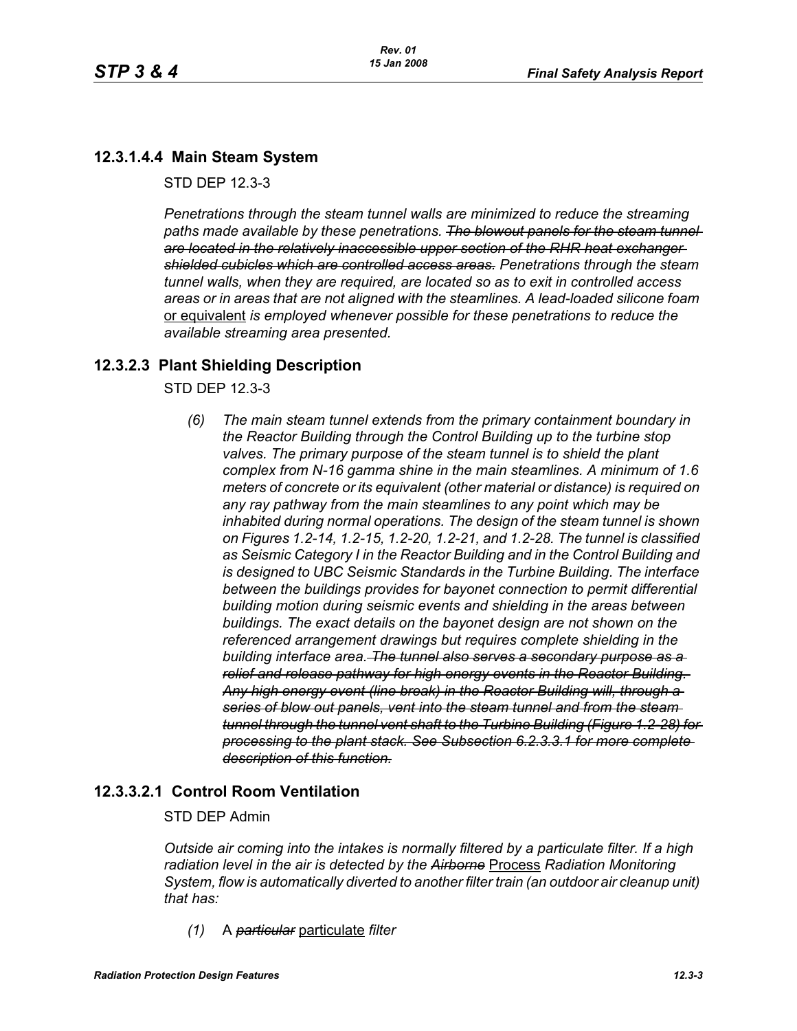## 12.3.1.4.4 Main Steam System

STD DEP 12.3-3

*Penetrations through the steam tunnel walls are minimized to reduce the streaming paths made available by these penetrations. ~~The blowout panels for the steam tunnel are located in the relatively inaccessible upper section of the RHR heat exchanger shielded cubicles which are controlled access areas.~~ Penetrations through the steam tunnel walls, when they are required, are located so as to exit in controlled access areas or in areas that are not aligned with the steamlines. A lead-loaded silicone foam* <u>or equivalent</u> *is employed whenever possible for these penetrations to reduce the available streaming area presented.*

## 12.3.2.3 Plant Shielding Description

STD DEP 12.3-3

*(6) The main steam tunnel extends from the primary containment boundary in the Reactor Building through the Control Building up to the turbine stop valves. The primary purpose of the steam tunnel is to shield the plant complex from N-16 gamma shine in the main steamlines. A minimum of 1.6 meters of concrete or its equivalent (other material or distance) is required on any ray pathway from the main steamlines to any point which may be inhabited during normal operations. The design of the steam tunnel is shown on Figures 1.2-14, 1.2-15, 1.2-20, 1.2-21, and 1.2-28. The tunnel is classified as Seismic Category I in the Reactor Building and in the Control Building and is designed to UBC Seismic Standards in the Turbine Building. The interface between the buildings provides for bayonet connection to permit differential building motion during seismic events and shielding in the areas between buildings. The exact details on the bayonet design are not shown on the referenced arrangement drawings but requires complete shielding in the building interface area. ~~The tunnel also serves a secondary purpose as a relief and release pathway for high energy events in the Reactor Building. Any high energy event (line break) in the Reactor Building will, through a series of blow out panels, vent into the steam tunnel and from the steam tunnel through the tunnel vent shaft to the Turbine Building (Figure 1.2-28) for processing to the plant stack. See Subsection 6.2.3.3.1 for more complete description of this function.~~*

## 12.3.3.2.1 Control Room Ventilation

STD DEP Admin

*Outside air coming into the intakes is normally filtered by a particulate filter. If a high radiation level in the air is detected by the ~~Airborne~~* <u>Process</u> *Radiation Monitoring System, flow is automatically diverted to another filter train (an outdoor air cleanup unit) that has:*

*(1)* A ~~*particular*~~ <u>particulate</u> *filter*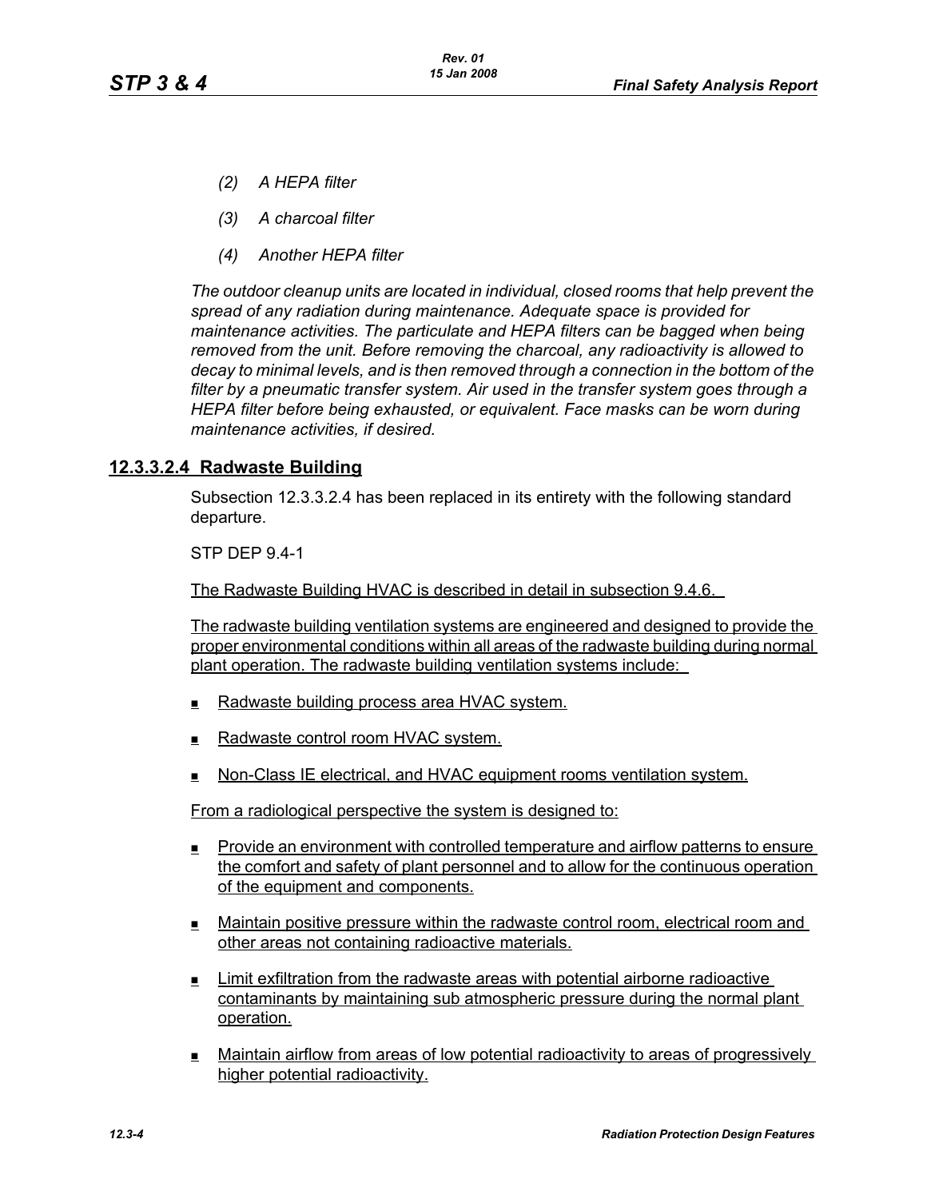*(2) A HEPA filter*

*(3) A charcoal filter*

*(4) Another HEPA filter*

*The outdoor cleanup units are located in individual, closed rooms that help prevent the spread of any radiation during maintenance. Adequate space is provided for maintenance activities. The particulate and HEPA filters can be bagged when being removed from the unit. Before removing the charcoal, any radioactivity is allowed to decay to minimal levels, and is then removed through a connection in the bottom of the filter by a pneumatic transfer system. Air used in the transfer system goes through a HEPA filter before being exhausted, or equivalent. Face masks can be worn during maintenance activities, if desired.*

### 12.3.3.2.4 Radwaste Building

Subsection 12.3.3.2.4 has been replaced in its entirety with the following standard departure.

STP DEP 9.4-1

The Radwaste Building HVAC is described in detail in subsection 9.4.6.

The radwaste building ventilation systems are engineered and designed to provide the proper environmental conditions within all areas of the radwaste building during normal plant operation. The radwaste building ventilation systems include:

- Radwaste building process area HVAC system.
- Radwaste control room HVAC system.
- Non-Class IE electrical, and HVAC equipment rooms ventilation system.

From a radiological perspective the system is designed to:

- Provide an environment with controlled temperature and airflow patterns to ensure the comfort and safety of plant personnel and to allow for the continuous operation of the equipment and components.
- Maintain positive pressure within the radwaste control room, electrical room and other areas not containing radioactive materials.
- Limit exfiltration from the radwaste areas with potential airborne radioactive contaminants by maintaining sub atmospheric pressure during the normal plant operation.
- Maintain airflow from areas of low potential radioactivity to areas of progressively higher potential radioactivity.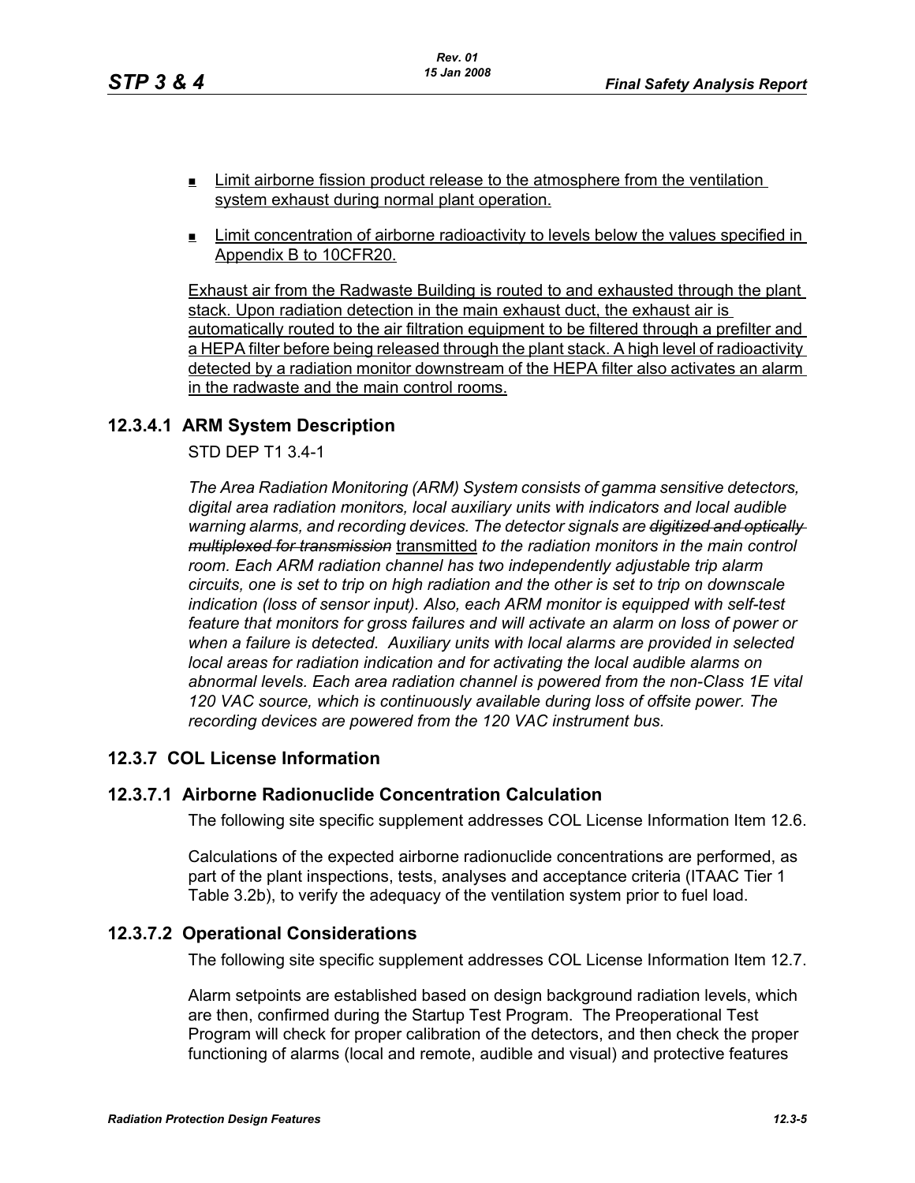- Limit airborne fission product release to the atmosphere from the ventilation system exhaust during normal plant operation.
- Limit concentration of airborne radioactivity to levels below the values specified in Appendix B to 10CFR20.

Exhaust air from the Radwaste Building is routed to and exhausted through the plant stack. Upon radiation detection in the main exhaust duct, the exhaust air is automatically routed to the air filtration equipment to be filtered through a prefilter and a HEPA filter before being released through the plant stack. A high level of radioactivity detected by a radiation monitor downstream of the HEPA filter also activates an alarm in the radwaste and the main control rooms.

## 12.3.4.1 ARM System Description

STD DEP T1 3.4-1

*The Area Radiation Monitoring (ARM) System consists of gamma sensitive detectors, digital area radiation monitors, local auxiliary units with indicators and local audible warning alarms, and recording devices. The detector signals are ~~digitized and optically multiplexed for transmission~~* transmitted *to the radiation monitors in the main control room. Each ARM radiation channel has two independently adjustable trip alarm circuits, one is set to trip on high radiation and the other is set to trip on downscale indication (loss of sensor input). Also, each ARM monitor is equipped with self-test feature that monitors for gross failures and will activate an alarm on loss of power or when a failure is detected. Auxiliary units with local alarms are provided in selected local areas for radiation indication and for activating the local audible alarms on abnormal levels. Each area radiation channel is powered from the non-Class 1E vital 120 VAC source, which is continuously available during loss of offsite power. The recording devices are powered from the 120 VAC instrument bus.*

## 12.3.7 COL License Information

### 12.3.7.1 Airborne Radionuclide Concentration Calculation

The following site specific supplement addresses COL License Information Item 12.6.

Calculations of the expected airborne radionuclide concentrations are performed, as part of the plant inspections, tests, analyses and acceptance criteria (ITAAC Tier 1 Table 3.2b), to verify the adequacy of the ventilation system prior to fuel load.

### 12.3.7.2 Operational Considerations

The following site specific supplement addresses COL License Information Item 12.7.

Alarm setpoints are established based on design background radiation levels, which are then, confirmed during the Startup Test Program. The Preoperational Test Program will check for proper calibration of the detectors, and then check the proper functioning of alarms (local and remote, audible and visual) and protective features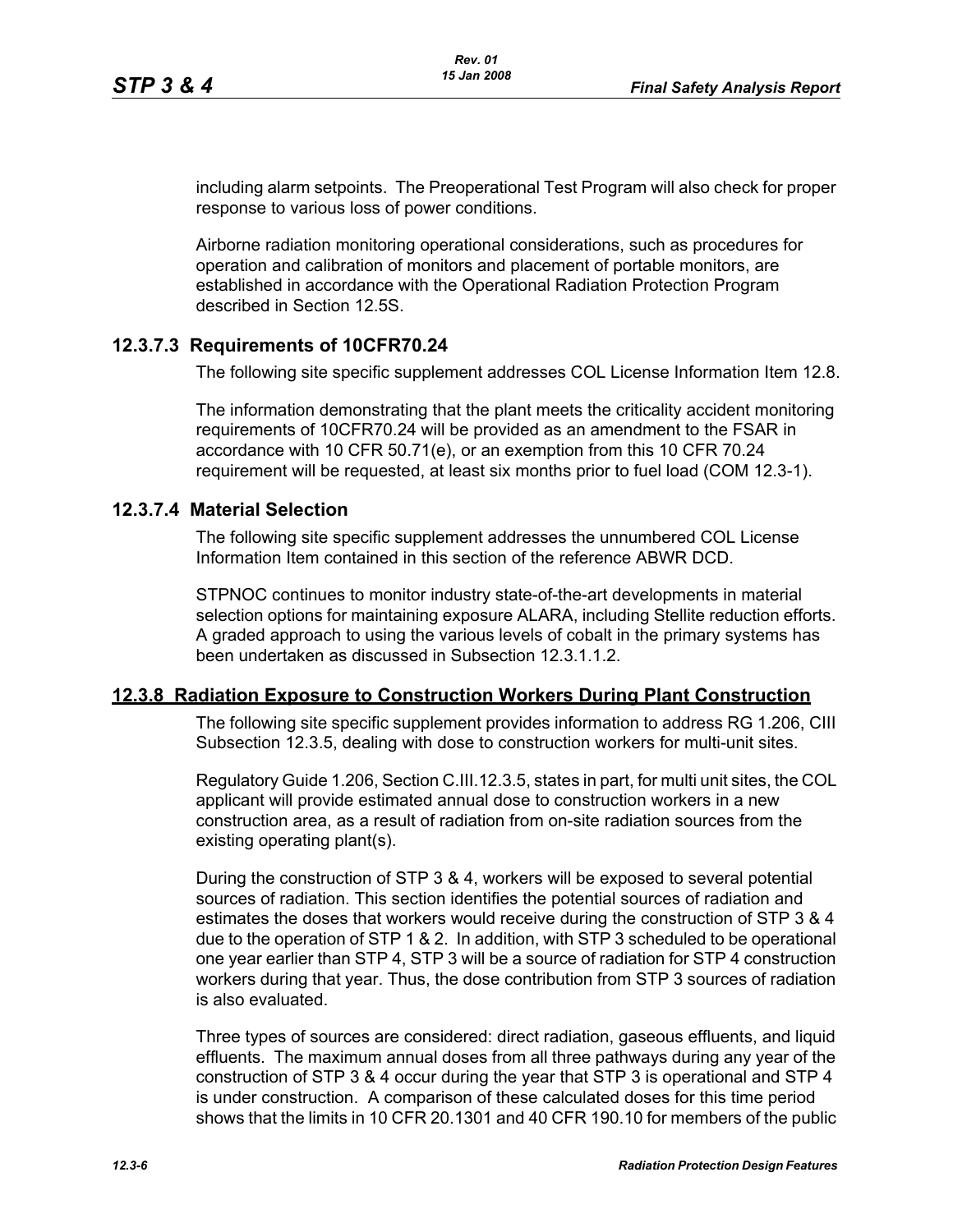including alarm setpoints. The Preoperational Test Program will also check for proper response to various loss of power conditions.

Airborne radiation monitoring operational considerations, such as procedures for operation and calibration of monitors and placement of portable monitors, are established in accordance with the Operational Radiation Protection Program described in Section 12.5S.

### 12.3.7.3 Requirements of 10CFR70.24

The following site specific supplement addresses COL License Information Item 12.8.

The information demonstrating that the plant meets the criticality accident monitoring requirements of 10CFR70.24 will be provided as an amendment to the FSAR in accordance with 10 CFR 50.71(e), or an exemption from this 10 CFR 70.24 requirement will be requested, at least six months prior to fuel load (COM 12.3-1).

### 12.3.7.4 Material Selection

The following site specific supplement addresses the unnumbered COL License Information Item contained in this section of the reference ABWR DCD.

STPNOC continues to monitor industry state-of-the-art developments in material selection options for maintaining exposure ALARA, including Stellite reduction efforts. A graded approach to using the various levels of cobalt in the primary systems has been undertaken as discussed in Subsection 12.3.1.1.2.

## 12.3.8 Radiation Exposure to Construction Workers During Plant Construction

The following site specific supplement provides information to address RG 1.206, CIII Subsection 12.3.5, dealing with dose to construction workers for multi-unit sites.

Regulatory Guide 1.206, Section C.III.12.3.5, states in part, for multi unit sites, the COL applicant will provide estimated annual dose to construction workers in a new construction area, as a result of radiation from on-site radiation sources from the existing operating plant(s).

During the construction of STP 3 & 4, workers will be exposed to several potential sources of radiation. This section identifies the potential sources of radiation and estimates the doses that workers would receive during the construction of STP 3 & 4 due to the operation of STP 1 & 2. In addition, with STP 3 scheduled to be operational one year earlier than STP 4, STP 3 will be a source of radiation for STP 4 construction workers during that year. Thus, the dose contribution from STP 3 sources of radiation is also evaluated.

Three types of sources are considered: direct radiation, gaseous effluents, and liquid effluents. The maximum annual doses from all three pathways during any year of the construction of STP 3 & 4 occur during the year that STP 3 is operational and STP 4 is under construction. A comparison of these calculated doses for this time period shows that the limits in 10 CFR 20.1301 and 40 CFR 190.10 for members of the public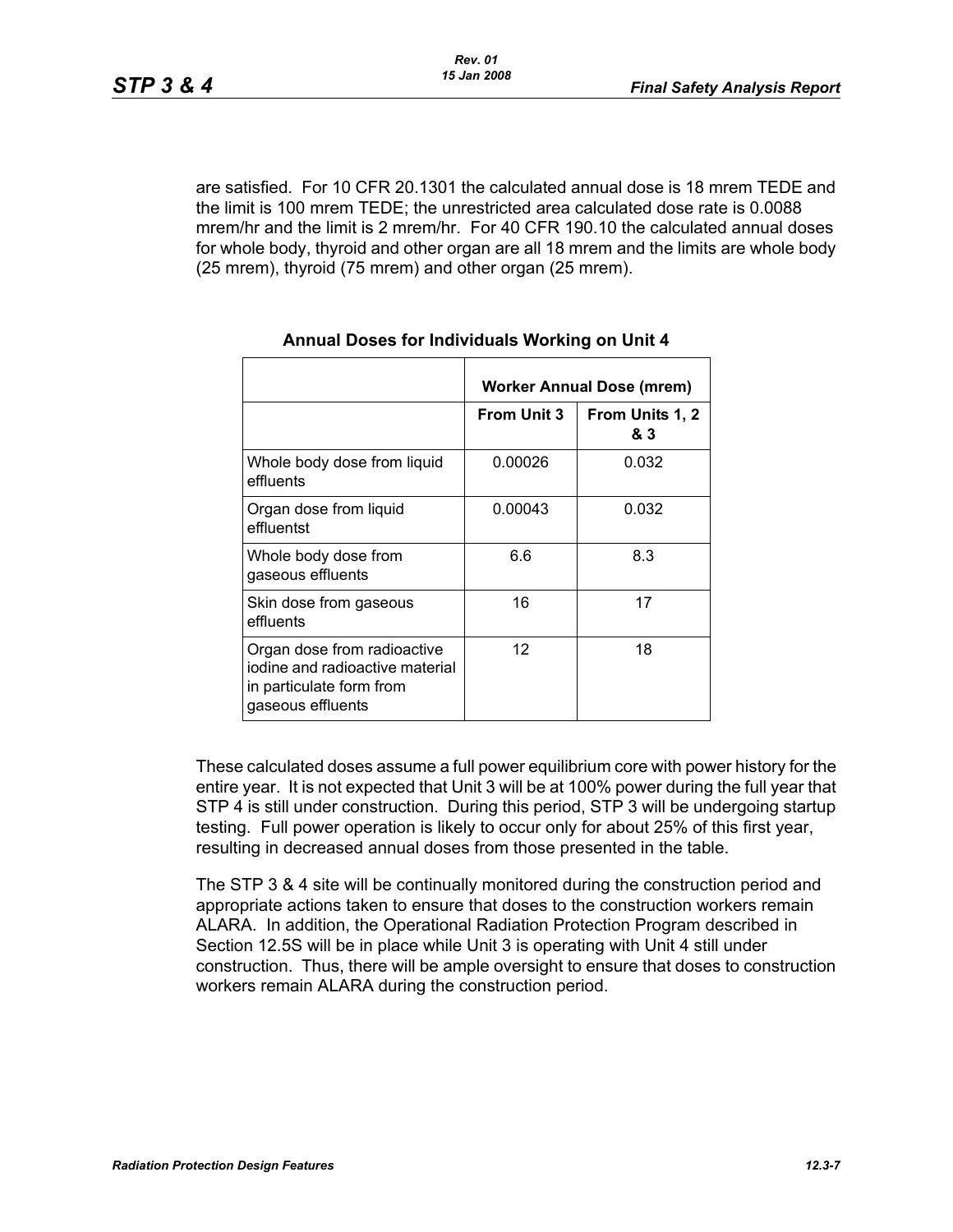are satisfied. For 10 CFR 20.1301 the calculated annual dose is 18 mrem TEDE and the limit is 100 mrem TEDE; the unrestricted area calculated dose rate is 0.0088 mrem/hr and the limit is 2 mrem/hr. For 40 CFR 190.10 the calculated annual doses for whole body, thyroid and other organ are all 18 mrem and the limits are whole body (25 mrem), thyroid (75 mrem) and other organ (25 mrem).

**Annual Doses for Individuals Working on Unit 4**

| | Worker Annual Dose (mrem) | |
|---|---|---|
| | **From Unit 3** | **From Units 1, 2 & 3** |
| Whole body dose from liquid effluents | 0.00026 | 0.032 |
| Organ dose from liquid effluentst | 0.00043 | 0.032 |
| Whole body dose from gaseous effluents | 6.6 | 8.3 |
| Skin dose from gaseous effluents | 16 | 17 |
| Organ dose from radioactive iodine and radioactive material in particulate form from gaseous effluents | 12 | 18 |

These calculated doses assume a full power equilibrium core with power history for the entire year. It is not expected that Unit 3 will be at 100% power during the full year that STP 4 is still under construction. During this period, STP 3 will be undergoing startup testing. Full power operation is likely to occur only for about 25% of this first year, resulting in decreased annual doses from those presented in the table.

The STP 3 & 4 site will be continually monitored during the construction period and appropriate actions taken to ensure that doses to the construction workers remain ALARA. In addition, the Operational Radiation Protection Program described in Section 12.5S will be in place while Unit 3 is operating with Unit 4 still under construction. Thus, there will be ample oversight to ensure that doses to construction workers remain ALARA during the construction period.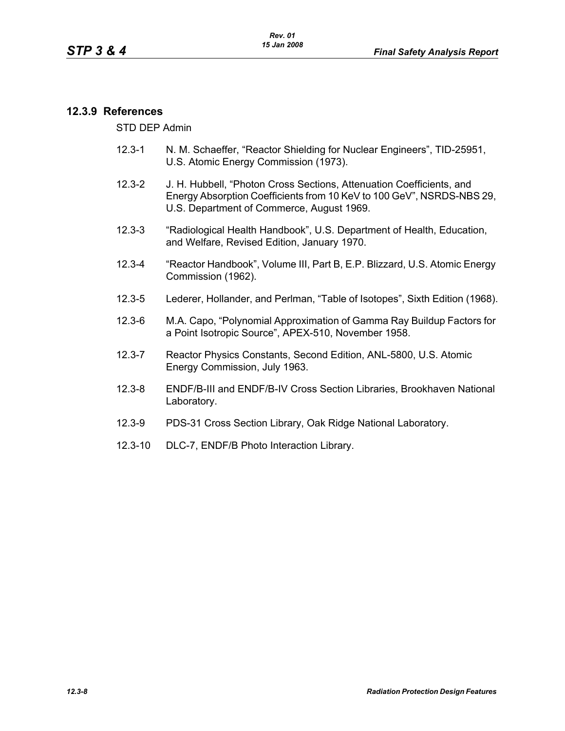### 12.3.9 References

STD DEP Admin

12.3-1 N. M. Schaeffer, “Reactor Shielding for Nuclear Engineers”, TID-25951, U.S. Atomic Energy Commission (1973).

12.3-2 J. H. Hubbell, “Photon Cross Sections, Attenuation Coefficients, and Energy Absorption Coefficients from 10 KeV to 100 GeV”, NSRDS-NBS 29, U.S. Department of Commerce, August 1969.

12.3-3 “Radiological Health Handbook”, U.S. Department of Health, Education, and Welfare, Revised Edition, January 1970.

12.3-4 “Reactor Handbook”, Volume III, Part B, E.P. Blizzard, U.S. Atomic Energy Commission (1962).

12.3-5 Lederer, Hollander, and Perlman, “Table of Isotopes”, Sixth Edition (1968).

12.3-6 M.A. Capo, “Polynomial Approximation of Gamma Ray Buildup Factors for a Point Isotropic Source”, APEX-510, November 1958.

12.3-7 Reactor Physics Constants, Second Edition, ANL-5800, U.S. Atomic Energy Commission, July 1963.

12.3-8 ENDF/B-III and ENDF/B-IV Cross Section Libraries, Brookhaven National Laboratory.

12.3-9 PDS-31 Cross Section Library, Oak Ridge National Laboratory.

12.3-10 DLC-7, ENDF/B Photo Interaction Library.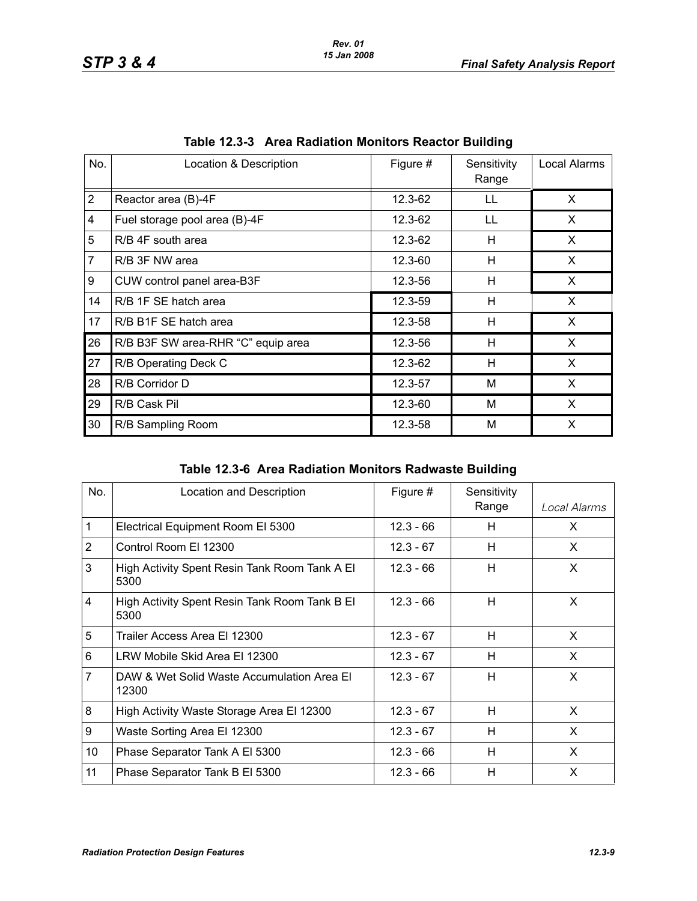**Table 12.3-3 Area Radiation Monitors Reactor Building**

| No. | Location & Description | Figure # | Sensitivity Range | Local Alarms |
|---|---|---|---|---|
| 2 | Reactor area (B)-4F | 12.3-62 | LL | X |
| 4 | Fuel storage pool area (B)-4F | 12.3-62 | LL | X |
| 5 | R/B 4F south area | 12.3-62 | H | X |
| 7 | R/B 3F NW area | 12.3-60 | H | X |
| 9 | CUW control panel area-B3F | 12.3-56 | H | X |
| 14 | R/B 1F SE hatch area | 12.3-59 | H | X |
| 17 | R/B B1F SE hatch area | 12.3-58 | H | X |
| 26 | R/B B3F SW area-RHR “C” equip area | 12.3-56 | H | X |
| 27 | R/B Operating Deck C | 12.3-62 | H | X |
| 28 | R/B Corridor D | 12.3-57 | M | X |
| 29 | R/B Cask Pil | 12.3-60 | M | X |
| 30 | R/B Sampling Room | 12.3-58 | M | X |

**Table 12.3-6 Area Radiation Monitors Radwaste Building**

| No. | Location and Description | Figure # | Sensitivity Range | *Local Alarms* |
|---|---|---|---|---|
| 1 | Electrical Equipment Room El 5300 | 12.3 - 66 | H | X |
| 2 | Control Room El 12300 | 12.3 - 67 | H | X |
| 3 | High Activity Spent Resin Tank Room Tank A El 5300 | 12.3 - 66 | H | X |
| 4 | High Activity Spent Resin Tank Room Tank B El 5300 | 12.3 - 66 | H | X |
| 5 | Trailer Access Area El 12300 | 12.3 - 67 | H | X |
| 6 | LRW Mobile Skid Area El 12300 | 12.3 - 67 | H | X |
| 7 | DAW & Wet Solid Waste Accumulation Area El 12300 | 12.3 - 67 | H | X |
| 8 | High Activity Waste Storage Area El 12300 | 12.3 - 67 | H | X |
| 9 | Waste Sorting Area El 12300 | 12.3 - 67 | H | X |
| 10 | Phase Separator Tank A El 5300 | 12.3 - 66 | H | X |
| 11 | Phase Separator Tank B El 5300 | 12.3 - 66 | H | X |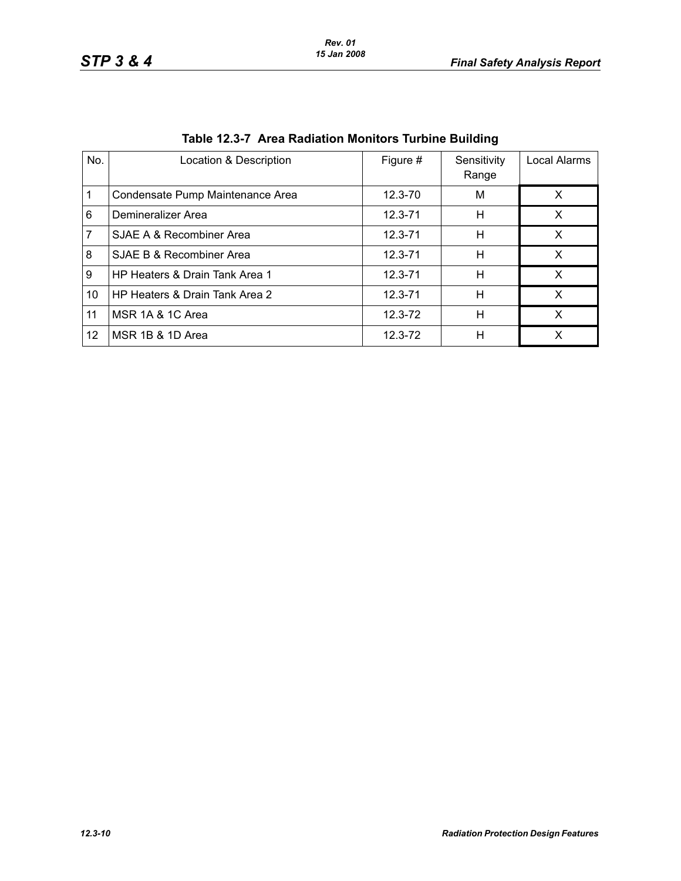**Table 12.3-7 Area Radiation Monitors Turbine Building**

| No. | Location & Description | Figure # | Sensitivity Range | Local Alarms |
|---|---|---|---|---|
| 1 | Condensate Pump Maintenance Area | 12.3-70 | M | X |
| 6 | Demineralizer Area | 12.3-71 | H | X |
| 7 | SJAE A & Recombiner Area | 12.3-71 | H | X |
| 8 | SJAE B & Recombiner Area | 12.3-71 | H | X |
| 9 | HP Heaters & Drain Tank Area 1 | 12.3-71 | H | X |
| 10 | HP Heaters & Drain Tank Area 2 | 12.3-71 | H | X |
| 11 | MSR 1A & 1C Area | 12.3-72 | H | X |
| 12 | MSR 1B & 1D Area | 12.3-72 | H | X |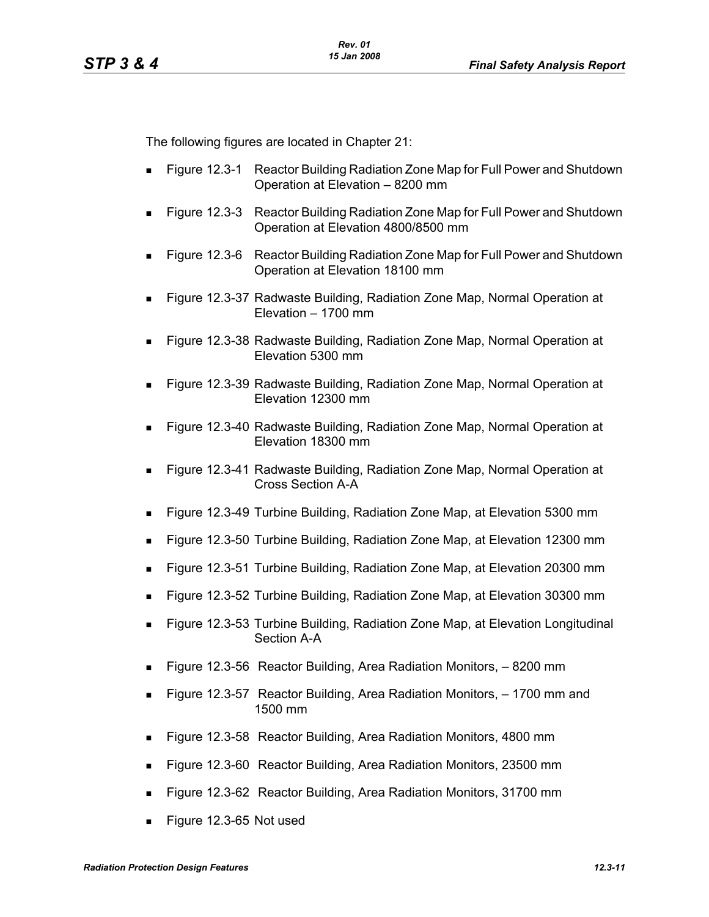The following figures are located in Chapter 21:

- Figure 12.3-1 Reactor Building Radiation Zone Map for Full Power and Shutdown Operation at Elevation – 8200 mm
- Figure 12.3-3 Reactor Building Radiation Zone Map for Full Power and Shutdown Operation at Elevation 4800/8500 mm
- Figure 12.3-6 Reactor Building Radiation Zone Map for Full Power and Shutdown Operation at Elevation 18100 mm
- Figure 12.3-37 Radwaste Building, Radiation Zone Map, Normal Operation at Elevation – 1700 mm
- Figure 12.3-38 Radwaste Building, Radiation Zone Map, Normal Operation at Elevation 5300 mm
- Figure 12.3-39 Radwaste Building, Radiation Zone Map, Normal Operation at Elevation 12300 mm
- Figure 12.3-40 Radwaste Building, Radiation Zone Map, Normal Operation at Elevation 18300 mm
- Figure 12.3-41 Radwaste Building, Radiation Zone Map, Normal Operation at Cross Section A-A
- Figure 12.3-49 Turbine Building, Radiation Zone Map, at Elevation 5300 mm
- Figure 12.3-50 Turbine Building, Radiation Zone Map, at Elevation 12300 mm
- Figure 12.3-51 Turbine Building, Radiation Zone Map, at Elevation 20300 mm
- Figure 12.3-52 Turbine Building, Radiation Zone Map, at Elevation 30300 mm
- Figure 12.3-53 Turbine Building, Radiation Zone Map, at Elevation Longitudinal Section A-A
- Figure 12.3-56 Reactor Building, Area Radiation Monitors, – 8200 mm
- Figure 12.3-57 Reactor Building, Area Radiation Monitors, – 1700 mm and 1500 mm
- Figure 12.3-58 Reactor Building, Area Radiation Monitors, 4800 mm
- Figure 12.3-60 Reactor Building, Area Radiation Monitors, 23500 mm
- Figure 12.3-62 Reactor Building, Area Radiation Monitors, 31700 mm
- Figure 12.3-65 Not used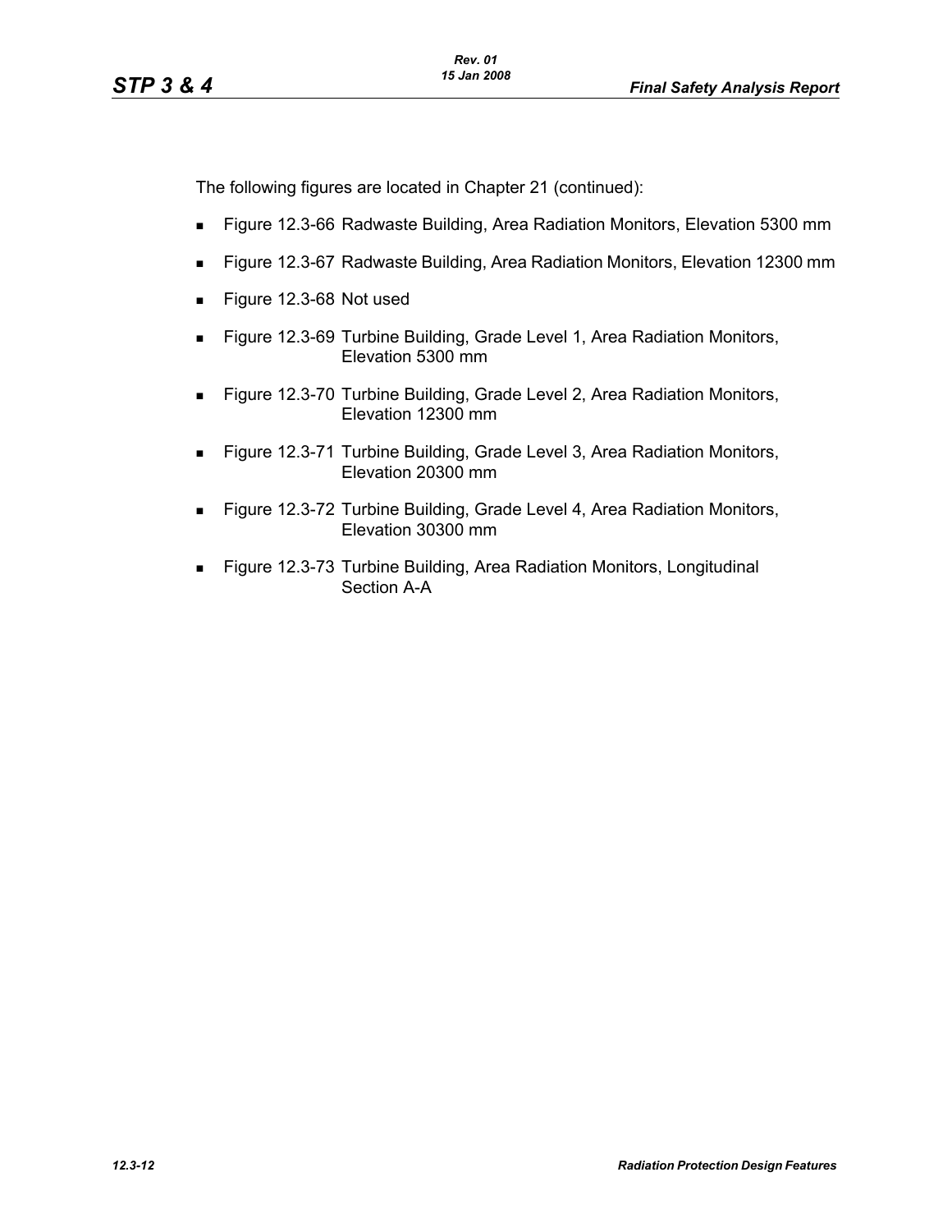The following figures are located in Chapter 21 (continued):

- Figure 12.3-66 Radwaste Building, Area Radiation Monitors, Elevation 5300 mm
- Figure 12.3-67 Radwaste Building, Area Radiation Monitors, Elevation 12300 mm
- Figure 12.3-68 Not used
- Figure 12.3-69 Turbine Building, Grade Level 1, Area Radiation Monitors, Elevation 5300 mm
- Figure 12.3-70 Turbine Building, Grade Level 2, Area Radiation Monitors, Elevation 12300 mm
- Figure 12.3-71 Turbine Building, Grade Level 3, Area Radiation Monitors, Elevation 20300 mm
- Figure 12.3-72 Turbine Building, Grade Level 4, Area Radiation Monitors, Elevation 30300 mm
- Figure 12.3-73 Turbine Building, Area Radiation Monitors, Longitudinal Section A-A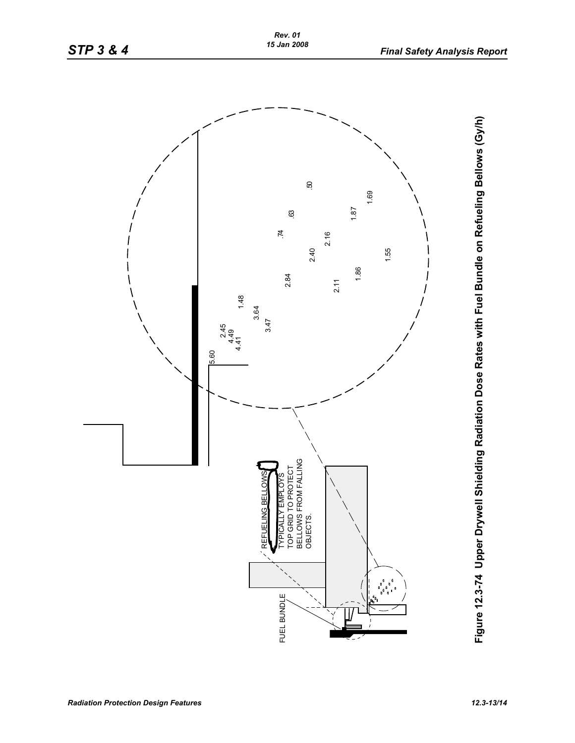FUEL BUNDLE

REFUELING BELLOWS TYPICALLY EMPLOYS TOP GRID TO PROTECT BELLOWS FROM FALLING OBJECTS.

5.60

2.45
4.49
4.41

3.64
3.47

1.48

2.84

.74

.63

.50

2.40

2.16

2.11

1.86

1.87

1.69

1.55

**Figure 12.3-74 Upper Drywell Shielding Radiation Dose Rates with Fuel Bundle on Refueling Bellows (Gy/h)**